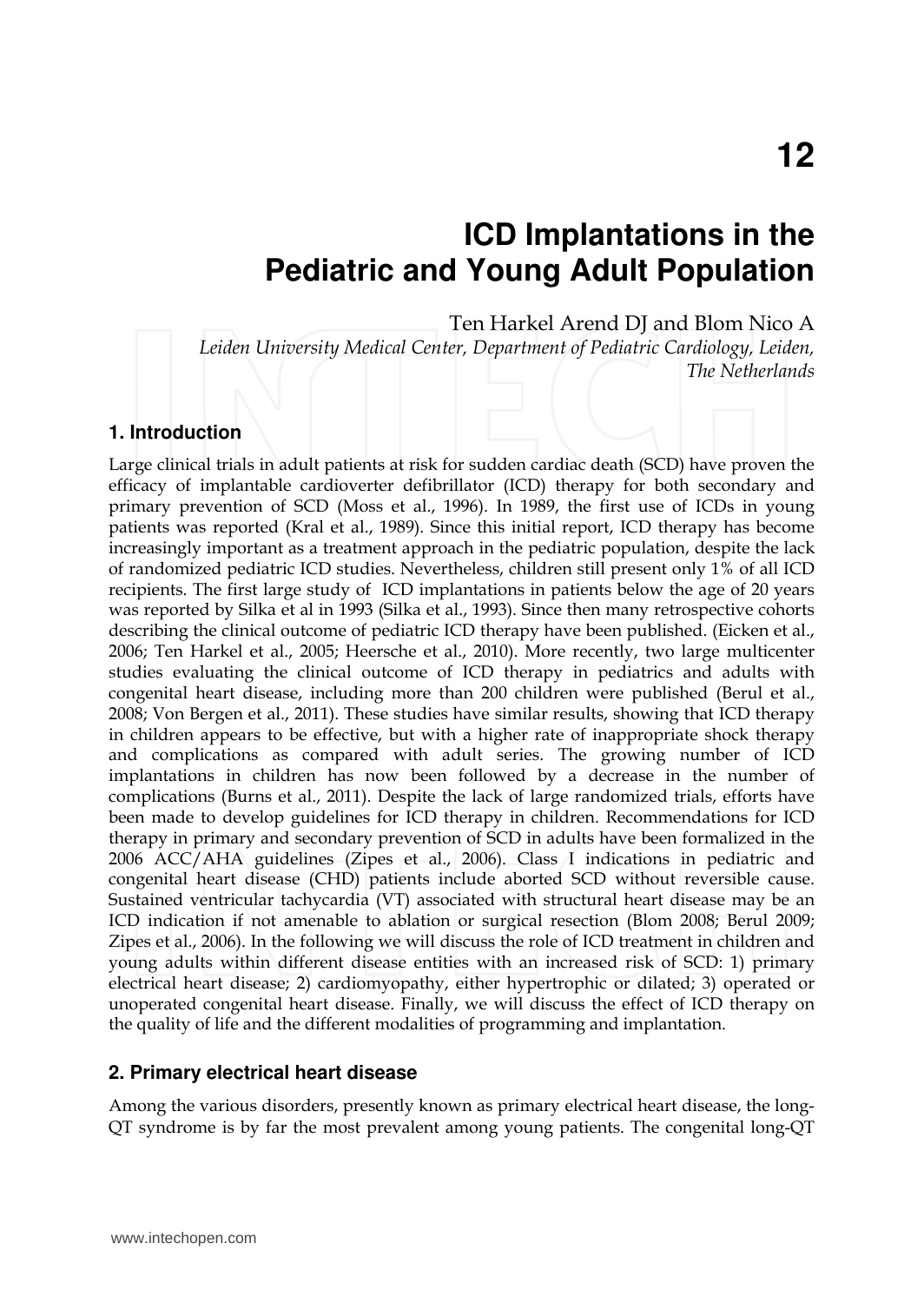# 12

# ICD Implantations in the Pediatric and Young Adult Population

Ten Harkel Arend DJ and Blom Nico A

*Leiden University Medical Center, Department of Pediatric Cardiology, Leiden, The Netherlands*

## 1. Introduction

Large clinical trials in adult patients at risk for sudden cardiac death (SCD) have proven the efficacy of implantable cardioverter defibrillator (ICD) therapy for both secondary and primary prevention of SCD (Moss et al., 1996). In 1989, the first use of ICDs in young patients was reported (Kral et al., 1989). Since this initial report, ICD therapy has become increasingly important as a treatment approach in the pediatric population, despite the lack of randomized pediatric ICD studies. Nevertheless, children still present only 1% of all ICD recipients. The first large study of ICD implantations in patients below the age of 20 years was reported by Silka et al in 1993 (Silka et al., 1993). Since then many retrospective cohorts describing the clinical outcome of pediatric ICD therapy have been published. (Eicken et al., 2006; Ten Harkel et al., 2005; Heersche et al., 2010). More recently, two large multicenter studies evaluating the clinical outcome of ICD therapy in pediatrics and adults with congenital heart disease, including more than 200 children were published (Berul et al., 2008; Von Bergen et al., 2011). These studies have similar results, showing that ICD therapy in children appears to be effective, but with a higher rate of inappropriate shock therapy and complications as compared with adult series. The growing number of ICD implantations in children has now been followed by a decrease in the number of complications (Burns et al., 2011). Despite the lack of large randomized trials, efforts have been made to develop guidelines for ICD therapy in children. Recommendations for ICD therapy in primary and secondary prevention of SCD in adults have been formalized in the 2006 ACC/AHA guidelines (Zipes et al., 2006). Class I indications in pediatric and congenital heart disease (CHD) patients include aborted SCD without reversible cause. Sustained ventricular tachycardia (VT) associated with structural heart disease may be an ICD indication if not amenable to ablation or surgical resection (Blom 2008; Berul 2009; Zipes et al., 2006). In the following we will discuss the role of ICD treatment in children and young adults within different disease entities with an increased risk of SCD: 1) primary electrical heart disease; 2) cardiomyopathy, either hypertrophic or dilated; 3) operated or unoperated congenital heart disease. Finally, we will discuss the effect of ICD therapy on the quality of life and the different modalities of programming and implantation.

## 2. Primary electrical heart disease

Among the various disorders, presently known as primary electrical heart disease, the long-QT syndrome is by far the most prevalent among young patients. The congenital long-QT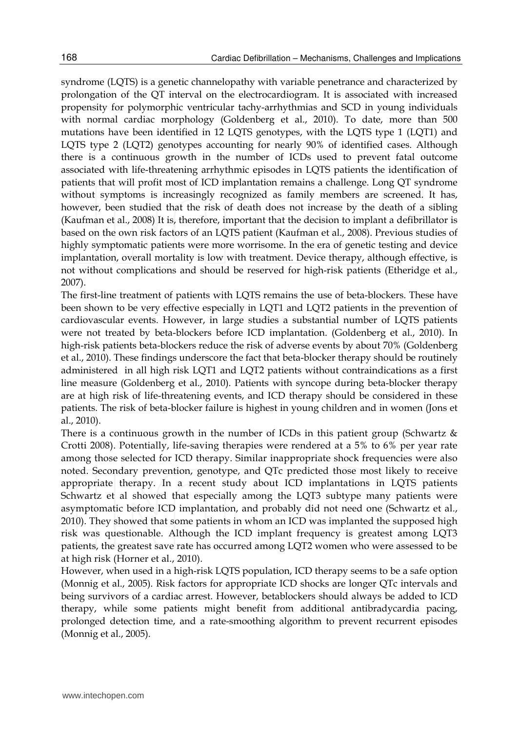syndrome (LQTS) is a genetic channelopathy with variable penetrance and characterized by prolongation of the QT interval on the electrocardiogram. It is associated with increased propensity for polymorphic ventricular tachy-arrhythmias and SCD in young individuals with normal cardiac morphology (Goldenberg et al., 2010). To date, more than 500 mutations have been identified in 12 LQTS genotypes, with the LQTS type 1 (LQT1) and LQTS type 2 (LQT2) genotypes accounting for nearly 90% of identified cases. Although there is a continuous growth in the number of ICDs used to prevent fatal outcome associated with life-threatening arrhythmic episodes in LQTS patients the identification of patients that will profit most of ICD implantation remains a challenge. Long QT syndrome without symptoms is increasingly recognized as family members are screened. It has, however, been studied that the risk of death does not increase by the death of a sibling (Kaufman et al., 2008) It is, therefore, important that the decision to implant a defibrillator is based on the own risk factors of an LQTS patient (Kaufman et al., 2008). Previous studies of highly symptomatic patients were more worrisome. In the era of genetic testing and device implantation, overall mortality is low with treatment. Device therapy, although effective, is not without complications and should be reserved for high-risk patients (Etheridge et al., 2007).

The first-line treatment of patients with LQTS remains the use of beta-blockers. These have been shown to be very effective especially in LQT1 and LQT2 patients in the prevention of cardiovascular events. However, in large studies a substantial number of LQTS patients were not treated by beta-blockers before ICD implantation. (Goldenberg et al., 2010). In high-risk patients beta-blockers reduce the risk of adverse events by about 70% (Goldenberg et al., 2010). These findings underscore the fact that beta-blocker therapy should be routinely administered in all high risk LQT1 and LQT2 patients without contraindications as a first line measure (Goldenberg et al., 2010). Patients with syncope during beta-blocker therapy are at high risk of life-threatening events, and ICD therapy should be considered in these patients. The risk of beta-blocker failure is highest in young children and in women (Jons et al., 2010).

There is a continuous growth in the number of ICDs in this patient group (Schwartz & Crotti 2008). Potentially, life-saving therapies were rendered at a 5% to 6% per year rate among those selected for ICD therapy. Similar inappropriate shock frequencies were also noted. Secondary prevention, genotype, and QTc predicted those most likely to receive appropriate therapy. In a recent study about ICD implantations in LQTS patients Schwartz et al showed that especially among the LQT3 subtype many patients were asymptomatic before ICD implantation, and probably did not need one (Schwartz et al., 2010). They showed that some patients in whom an ICD was implanted the supposed high risk was questionable. Although the ICD implant frequency is greatest among LQT3 patients, the greatest save rate has occurred among LQT2 women who were assessed to be at high risk (Horner et al., 2010).

However, when used in a high-risk LQTS population, ICD therapy seems to be a safe option (Monnig et al., 2005). Risk factors for appropriate ICD shocks are longer QTc intervals and being survivors of a cardiac arrest. However, betablockers should always be added to ICD therapy, while some patients might benefit from additional antibradycardia pacing, prolonged detection time, and a rate-smoothing algorithm to prevent recurrent episodes (Monnig et al., 2005).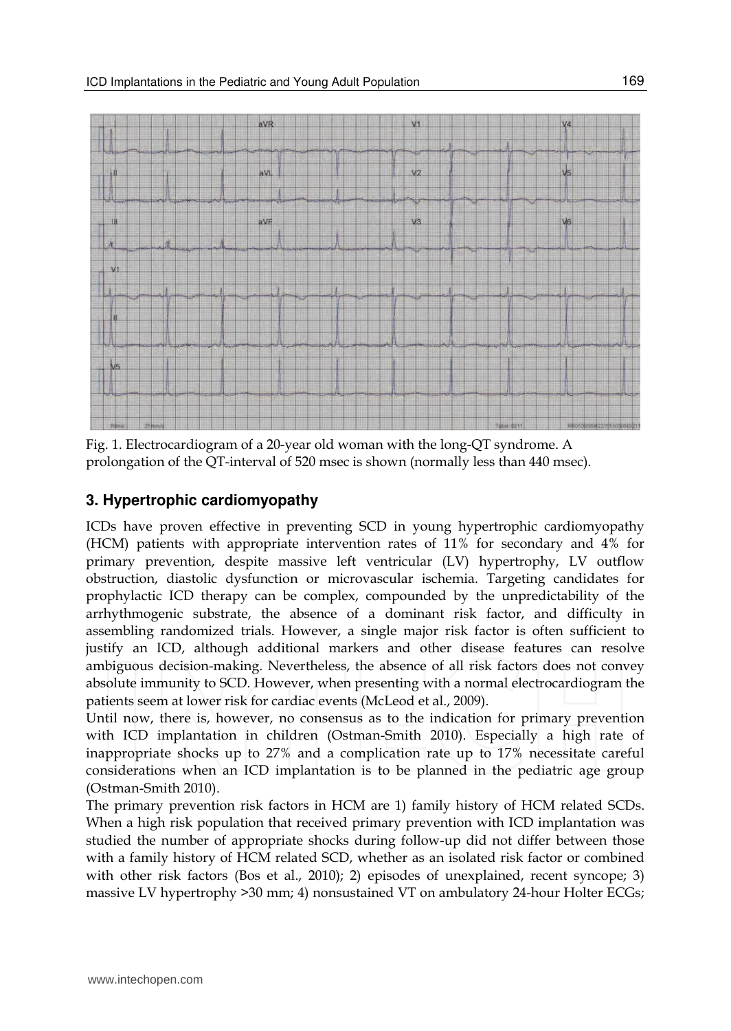Fig. 1. Electrocardiogram of a 20-year old woman with the long-QT syndrome. A prolongation of the QT-interval of 520 msec is shown (normally less than 440 msec).

## 3. Hypertrophic cardiomyopathy

ICDs have proven effective in preventing SCD in young hypertrophic cardiomyopathy (HCM) patients with appropriate intervention rates of 11% for secondary and 4% for primary prevention, despite massive left ventricular (LV) hypertrophy, LV outflow obstruction, diastolic dysfunction or microvascular ischemia. Targeting candidates for prophylactic ICD therapy can be complex, compounded by the unpredictability of the arrhythmogenic substrate, the absence of a dominant risk factor, and difficulty in assembling randomized trials. However, a single major risk factor is often sufficient to justify an ICD, although additional markers and other disease features can resolve ambiguous decision-making. Nevertheless, the absence of all risk factors does not convey absolute immunity to SCD. However, when presenting with a normal electrocardiogram the patients seem at lower risk for cardiac events (McLeod et al., 2009).

Until now, there is, however, no consensus as to the indication for primary prevention with ICD implantation in children (Ostman-Smith 2010). Especially a high rate of inappropriate shocks up to 27% and a complication rate up to 17% necessitate careful considerations when an ICD implantation is to be planned in the pediatric age group (Ostman-Smith 2010).

The primary prevention risk factors in HCM are 1) family history of HCM related SCDs. When a high risk population that received primary prevention with ICD implantation was studied the number of appropriate shocks during follow-up did not differ between those with a family history of HCM related SCD, whether as an isolated risk factor or combined with other risk factors (Bos et al., 2010); 2) episodes of unexplained, recent syncope; 3) massive LV hypertrophy >30 mm; 4) nonsustained VT on ambulatory 24-hour Holter ECGs;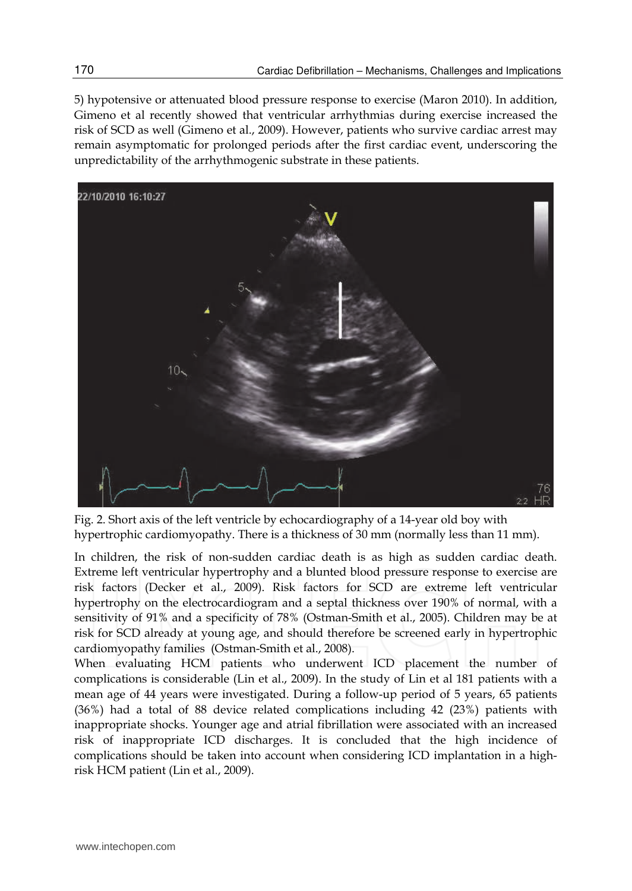5) hypotensive or attenuated blood pressure response to exercise (Maron 2010). In addition, Gimeno et al recently showed that ventricular arrhythmias during exercise increased the risk of SCD as well (Gimeno et al., 2009). However, patients who survive cardiac arrest may remain asymptomatic for prolonged periods after the first cardiac event, underscoring the unpredictability of the arrhythmogenic substrate in these patients.

Fig. 2. Short axis of the left ventricle by echocardiography of a 14-year old boy with hypertrophic cardiomyopathy. There is a thickness of 30 mm (normally less than 11 mm).

In children, the risk of non-sudden cardiac death is as high as sudden cardiac death. Extreme left ventricular hypertrophy and a blunted blood pressure response to exercise are risk factors (Decker et al., 2009). Risk factors for SCD are extreme left ventricular hypertrophy on the electrocardiogram and a septal thickness over 190% of normal, with a sensitivity of 91% and a specificity of 78% (Ostman-Smith et al., 2005). Children may be at risk for SCD already at young age, and should therefore be screened early in hypertrophic cardiomyopathy families (Ostman-Smith et al., 2008).

When evaluating HCM patients who underwent ICD placement the number of complications is considerable (Lin et al., 2009). In the study of Lin et al 181 patients with a mean age of 44 years were investigated. During a follow-up period of 5 years, 65 patients (36%) had a total of 88 device related complications including 42 (23%) patients with inappropriate shocks. Younger age and atrial fibrillation were associated with an increased risk of inappropriate ICD discharges. It is concluded that the high incidence of complications should be taken into account when considering ICD implantation in a high-risk HCM patient (Lin et al., 2009).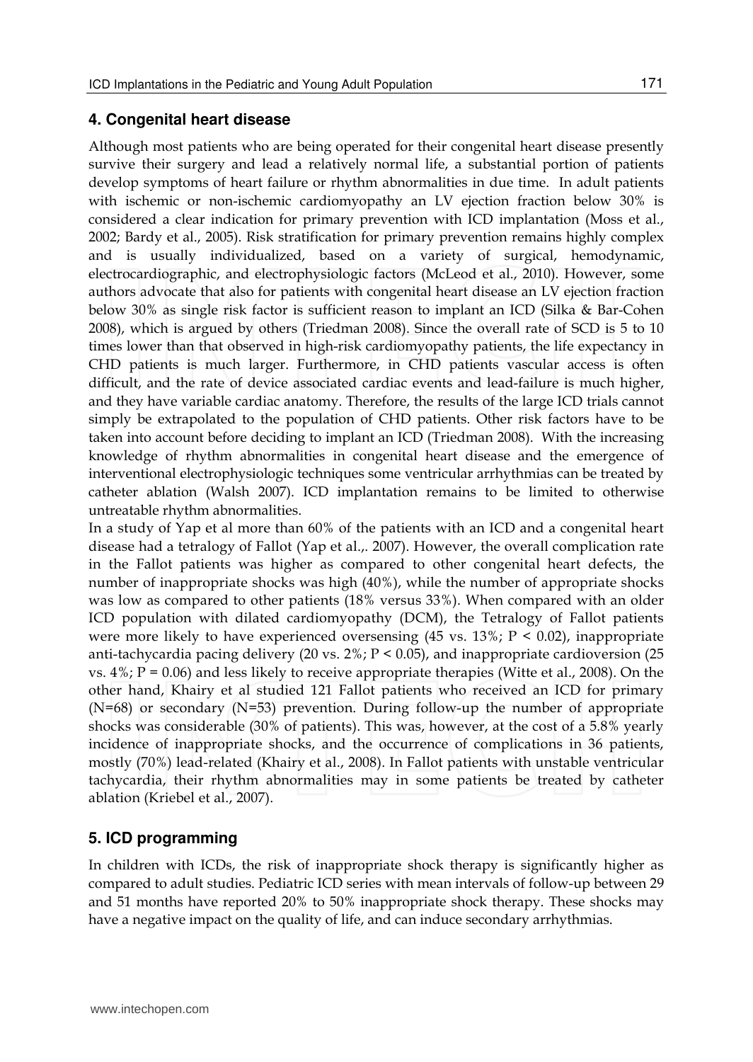## 4. Congenital heart disease

Although most patients who are being operated for their congenital heart disease presently survive their surgery and lead a relatively normal life, a substantial portion of patients develop symptoms of heart failure or rhythm abnormalities in due time. In adult patients with ischemic or non-ischemic cardiomyopathy an LV ejection fraction below 30% is considered a clear indication for primary prevention with ICD implantation (Moss et al., 2002; Bardy et al., 2005). Risk stratification for primary prevention remains highly complex and is usually individualized, based on a variety of surgical, hemodynamic, electrocardiographic, and electrophysiologic factors (McLeod et al., 2010). However, some authors advocate that also for patients with congenital heart disease an LV ejection fraction below 30% as single risk factor is sufficient reason to implant an ICD (Silka & Bar-Cohen 2008), which is argued by others (Triedman 2008). Since the overall rate of SCD is 5 to 10 times lower than that observed in high-risk cardiomyopathy patients, the life expectancy in CHD patients is much larger. Furthermore, in CHD patients vascular access is often difficult, and the rate of device associated cardiac events and lead-failure is much higher, and they have variable cardiac anatomy. Therefore, the results of the large ICD trials cannot simply be extrapolated to the population of CHD patients. Other risk factors have to be taken into account before deciding to implant an ICD (Triedman 2008). With the increasing knowledge of rhythm abnormalities in congenital heart disease and the emergence of interventional electrophysiologic techniques some ventricular arrhythmias can be treated by catheter ablation (Walsh 2007). ICD implantation remains to be limited to otherwise untreatable rhythm abnormalities.

In a study of Yap et al more than 60% of the patients with an ICD and a congenital heart disease had a tetralogy of Fallot (Yap et al.,. 2007). However, the overall complication rate in the Fallot patients was higher as compared to other congenital heart defects, the number of inappropriate shocks was high (40%), while the number of appropriate shocks was low as compared to other patients (18% versus 33%). When compared with an older ICD population with dilated cardiomyopathy (DCM), the Tetralogy of Fallot patients were more likely to have experienced oversensing (45 vs. 13%; $P < 0.02$), inappropriate anti-tachycardia pacing delivery (20 vs. 2%; $P < 0.05$), and inappropriate cardioversion (25 vs. 4%; $P = 0.06$) and less likely to receive appropriate therapies (Witte et al., 2008). On the other hand, Khairy et al studied 121 Fallot patients who received an ICD for primary (N=68) or secondary (N=53) prevention. During follow-up the number of appropriate shocks was considerable (30% of patients). This was, however, at the cost of a 5.8% yearly incidence of inappropriate shocks, and the occurrence of complications in 36 patients, mostly (70%) lead-related (Khairy et al., 2008). In Fallot patients with unstable ventricular tachycardia, their rhythm abnormalities may in some patients be treated by catheter ablation (Kriebel et al., 2007).

## 5. ICD programming

In children with ICDs, the risk of inappropriate shock therapy is significantly higher as compared to adult studies. Pediatric ICD series with mean intervals of follow-up between 29 and 51 months have reported 20% to 50% inappropriate shock therapy. These shocks may have a negative impact on the quality of life, and can induce secondary arrhythmias.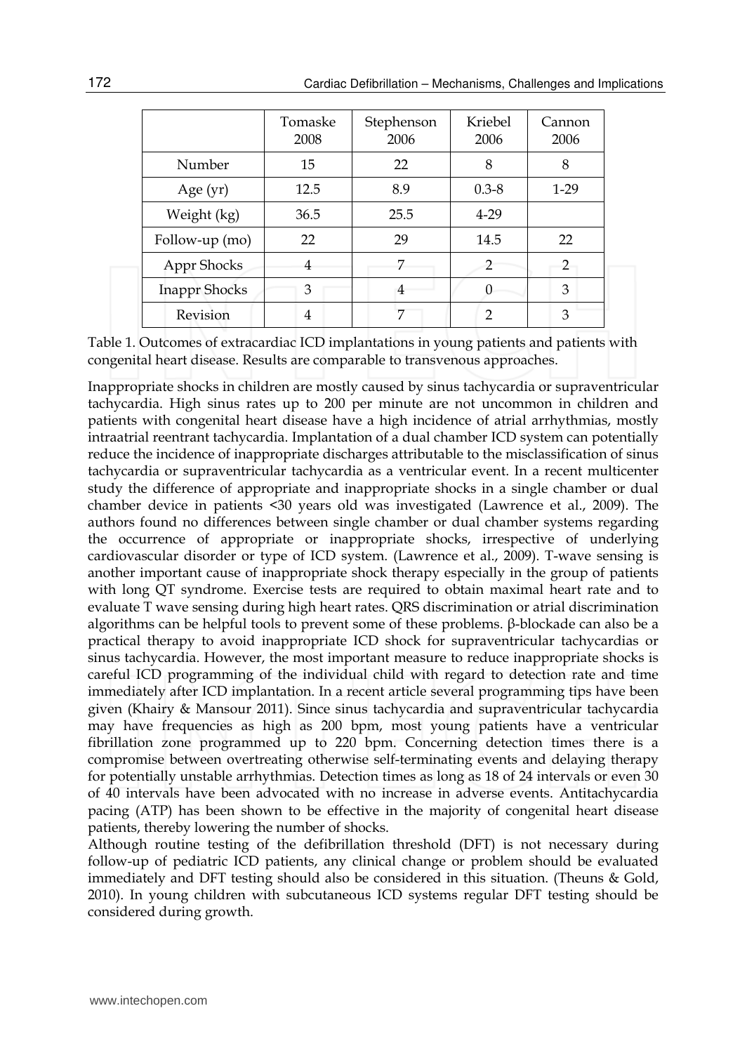| | Tomaske 2008 | Stephenson 2006 | Kriebel 2006 | Cannon 2006 |
|---|---|---|---|---|
| Number | 15 | 22 | 8 | 8 |
| Age (yr) | 12.5 | 8.9 | 0.3-8 | 1-29 |
| Weight (kg) | 36.5 | 25.5 | 4-29 | |
| Follow-up (mo) | 22 | 29 | 14.5 | 22 |
| Appr Shocks | 4 | 7 | 2 | 2 |
| Inappr Shocks | 3 | 4 | 0 | 3 |
| Revision | 4 | 7 | 2 | 3 |

Table 1. Outcomes of extracardiac ICD implantations in young patients and patients with congenital heart disease. Results are comparable to transvenous approaches.

Inappropriate shocks in children are mostly caused by sinus tachycardia or supraventricular tachycardia. High sinus rates up to 200 per minute are not uncommon in children and patients with congenital heart disease have a high incidence of atrial arrhythmias, mostly intraatrial reentrant tachycardia. Implantation of a dual chamber ICD system can potentially reduce the incidence of inappropriate discharges attributable to the misclassification of sinus tachycardia or supraventricular tachycardia as a ventricular event. In a recent multicenter study the difference of appropriate and inappropriate shocks in a single chamber or dual chamber device in patients <30 years old was investigated (Lawrence et al., 2009). The authors found no differences between single chamber or dual chamber systems regarding the occurrence of appropriate or inappropriate shocks, irrespective of underlying cardiovascular disorder or type of ICD system. (Lawrence et al., 2009). T-wave sensing is another important cause of inappropriate shock therapy especially in the group of patients with long QT syndrome. Exercise tests are required to obtain maximal heart rate and to evaluate T wave sensing during high heart rates. QRS discrimination or atrial discrimination algorithms can be helpful tools to prevent some of these problems. β-blockade can also be a practical therapy to avoid inappropriate ICD shock for supraventricular tachycardias or sinus tachycardia. However, the most important measure to reduce inappropriate shocks is careful ICD programming of the individual child with regard to detection rate and time immediately after ICD implantation. In a recent article several programming tips have been given (Khairy & Mansour 2011). Since sinus tachycardia and supraventricular tachycardia may have frequencies as high as 200 bpm, most young patients have a ventricular fibrillation zone programmed up to 220 bpm. Concerning detection times there is a compromise between overtreating otherwise self-terminating events and delaying therapy for potentially unstable arrhythmias. Detection times as long as 18 of 24 intervals or even 30 of 40 intervals have been advocated with no increase in adverse events. Antitachycardia pacing (ATP) has been shown to be effective in the majority of congenital heart disease patients, thereby lowering the number of shocks.

Although routine testing of the defibrillation threshold (DFT) is not necessary during follow-up of pediatric ICD patients, any clinical change or problem should be evaluated immediately and DFT testing should also be considered in this situation. (Theuns & Gold, 2010). In young children with subcutaneous ICD systems regular DFT testing should be considered during growth.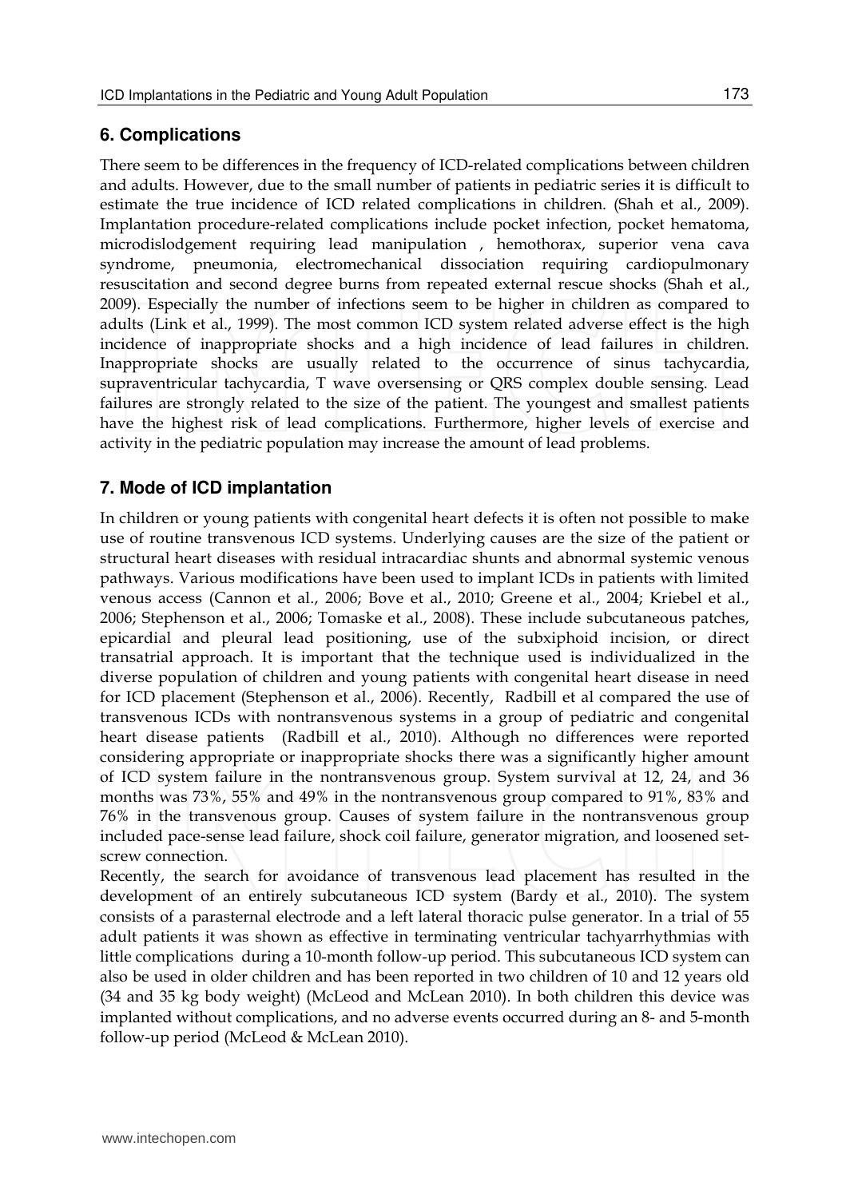## 6. Complications

There seem to be differences in the frequency of ICD-related complications between children and adults. However, due to the small number of patients in pediatric series it is difficult to estimate the true incidence of ICD related complications in children. (Shah et al., 2009). Implantation procedure-related complications include pocket infection, pocket hematoma, microdislodgement requiring lead manipulation , hemothorax, superior vena cava syndrome, pneumonia, electromechanical dissociation requiring cardiopulmonary resuscitation and second degree burns from repeated external rescue shocks (Shah et al., 2009). Especially the number of infections seem to be higher in children as compared to adults (Link et al., 1999). The most common ICD system related adverse effect is the high incidence of inappropriate shocks and a high incidence of lead failures in children. Inappropriate shocks are usually related to the occurrence of sinus tachycardia, supraventricular tachycardia, T wave oversensing or QRS complex double sensing. Lead failures are strongly related to the size of the patient. The youngest and smallest patients have the highest risk of lead complications. Furthermore, higher levels of exercise and activity in the pediatric population may increase the amount of lead problems.

## 7. Mode of ICD implantation

In children or young patients with congenital heart defects it is often not possible to make use of routine transvenous ICD systems. Underlying causes are the size of the patient or structural heart diseases with residual intracardiac shunts and abnormal systemic venous pathways. Various modifications have been used to implant ICDs in patients with limited venous access (Cannon et al., 2006; Bove et al., 2010; Greene et al., 2004; Kriebel et al., 2006; Stephenson et al., 2006; Tomaske et al., 2008). These include subcutaneous patches, epicardial and pleural lead positioning, use of the subxiphoid incision, or direct transatrial approach. It is important that the technique used is individualized in the diverse population of children and young patients with congenital heart disease in need for ICD placement (Stephenson et al., 2006). Recently, Radbill et al compared the use of transvenous ICDs with nontransvenous systems in a group of pediatric and congenital heart disease patients (Radbill et al., 2010). Although no differences were reported considering appropriate or inappropriate shocks there was a significantly higher amount of ICD system failure in the nontransvenous group. System survival at 12, 24, and 36 months was 73%, 55% and 49% in the nontransvenous group compared to 91%, 83% and 76% in the transvenous group. Causes of system failure in the nontransvenous group included pace-sense lead failure, shock coil failure, generator migration, and loosened set-screw connection.

Recently, the search for avoidance of transvenous lead placement has resulted in the development of an entirely subcutaneous ICD system (Bardy et al., 2010). The system consists of a parasternal electrode and a left lateral thoracic pulse generator. In a trial of 55 adult patients it was shown as effective in terminating ventricular tachyarrhythmias with little complications during a 10-month follow-up period. This subcutaneous ICD system can also be used in older children and has been reported in two children of 10 and 12 years old (34 and 35 kg body weight) (McLeod and McLean 2010). In both children this device was implanted without complications, and no adverse events occurred during an 8- and 5-month follow-up period (McLeod & McLean 2010).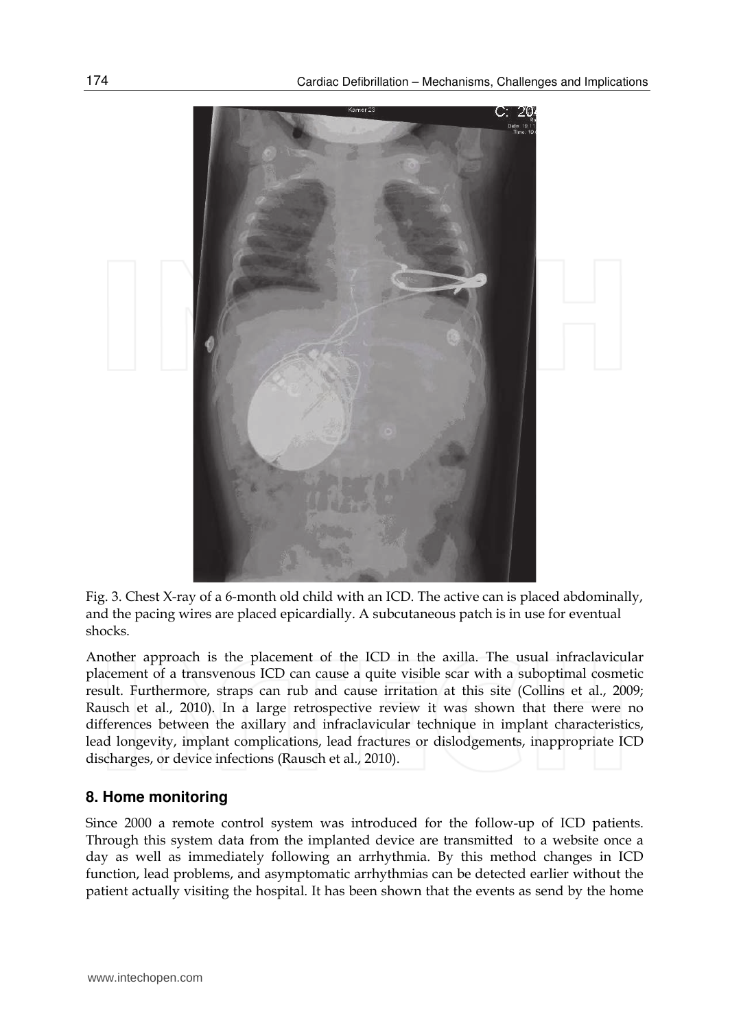Fig. 3. Chest X-ray of a 6-month old child with an ICD. The active can is placed abdominally, and the pacing wires are placed epicardially. A subcutaneous patch is in use for eventual shocks.

Another approach is the placement of the ICD in the axilla. The usual infraclavicular placement of a transvenous ICD can cause a quite visible scar with a suboptimal cosmetic result. Furthermore, straps can rub and cause irritation at this site (Collins et al., 2009; Rausch et al., 2010). In a large retrospective review it was shown that there were no differences between the axillary and infraclavicular technique in implant characteristics, lead longevity, implant complications, lead fractures or dislodgements, inappropriate ICD discharges, or device infections (Rausch et al., 2010).

## 8. Home monitoring

Since 2000 a remote control system was introduced for the follow-up of ICD patients. Through this system data from the implanted device are transmitted to a website once a day as well as immediately following an arrhythmia. By this method changes in ICD function, lead problems, and asymptomatic arrhythmias can be detected earlier without the patient actually visiting the hospital. It has been shown that the events as send by the home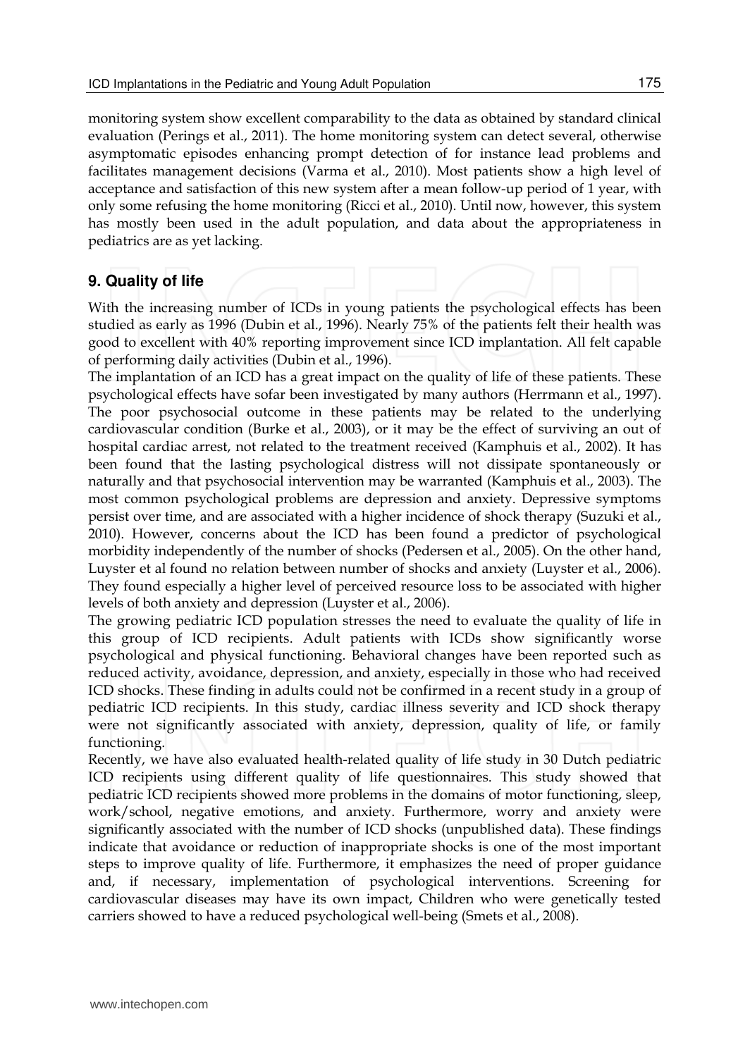monitoring system show excellent comparability to the data as obtained by standard clinical evaluation (Perings et al., 2011). The home monitoring system can detect several, otherwise asymptomatic episodes enhancing prompt detection of for instance lead problems and facilitates management decisions (Varma et al., 2010). Most patients show a high level of acceptance and satisfaction of this new system after a mean follow-up period of 1 year, with only some refusing the home monitoring (Ricci et al., 2010). Until now, however, this system has mostly been used in the adult population, and data about the appropriateness in pediatrics are as yet lacking.

## 9. Quality of life

With the increasing number of ICDs in young patients the psychological effects has been studied as early as 1996 (Dubin et al., 1996). Nearly 75% of the patients felt their health was good to excellent with 40% reporting improvement since ICD implantation. All felt capable of performing daily activities (Dubin et al., 1996).

The implantation of an ICD has a great impact on the quality of life of these patients. These psychological effects have sofar been investigated by many authors (Herrmann et al., 1997). The poor psychosocial outcome in these patients may be related to the underlying cardiovascular condition (Burke et al., 2003), or it may be the effect of surviving an out of hospital cardiac arrest, not related to the treatment received (Kamphuis et al., 2002). It has been found that the lasting psychological distress will not dissipate spontaneously or naturally and that psychosocial intervention may be warranted (Kamphuis et al., 2003). The most common psychological problems are depression and anxiety. Depressive symptoms persist over time, and are associated with a higher incidence of shock therapy (Suzuki et al., 2010). However, concerns about the ICD has been found a predictor of psychological morbidity independently of the number of shocks (Pedersen et al., 2005). On the other hand, Luyster et al found no relation between number of shocks and anxiety (Luyster et al., 2006). They found especially a higher level of perceived resource loss to be associated with higher levels of both anxiety and depression (Luyster et al., 2006).

The growing pediatric ICD population stresses the need to evaluate the quality of life in this group of ICD recipients. Adult patients with ICDs show significantly worse psychological and physical functioning. Behavioral changes have been reported such as reduced activity, avoidance, depression, and anxiety, especially in those who had received ICD shocks. These finding in adults could not be confirmed in a recent study in a group of pediatric ICD recipients. In this study, cardiac illness severity and ICD shock therapy were not significantly associated with anxiety, depression, quality of life, or family functioning.

Recently, we have also evaluated health-related quality of life study in 30 Dutch pediatric ICD recipients using different quality of life questionnaires. This study showed that pediatric ICD recipients showed more problems in the domains of motor functioning, sleep, work/school, negative emotions, and anxiety. Furthermore, worry and anxiety were significantly associated with the number of ICD shocks (unpublished data). These findings indicate that avoidance or reduction of inappropriate shocks is one of the most important steps to improve quality of life. Furthermore, it emphasizes the need of proper guidance and, if necessary, implementation of psychological interventions. Screening for cardiovascular diseases may have its own impact, Children who were genetically tested carriers showed to have a reduced psychological well-being (Smets et al., 2008).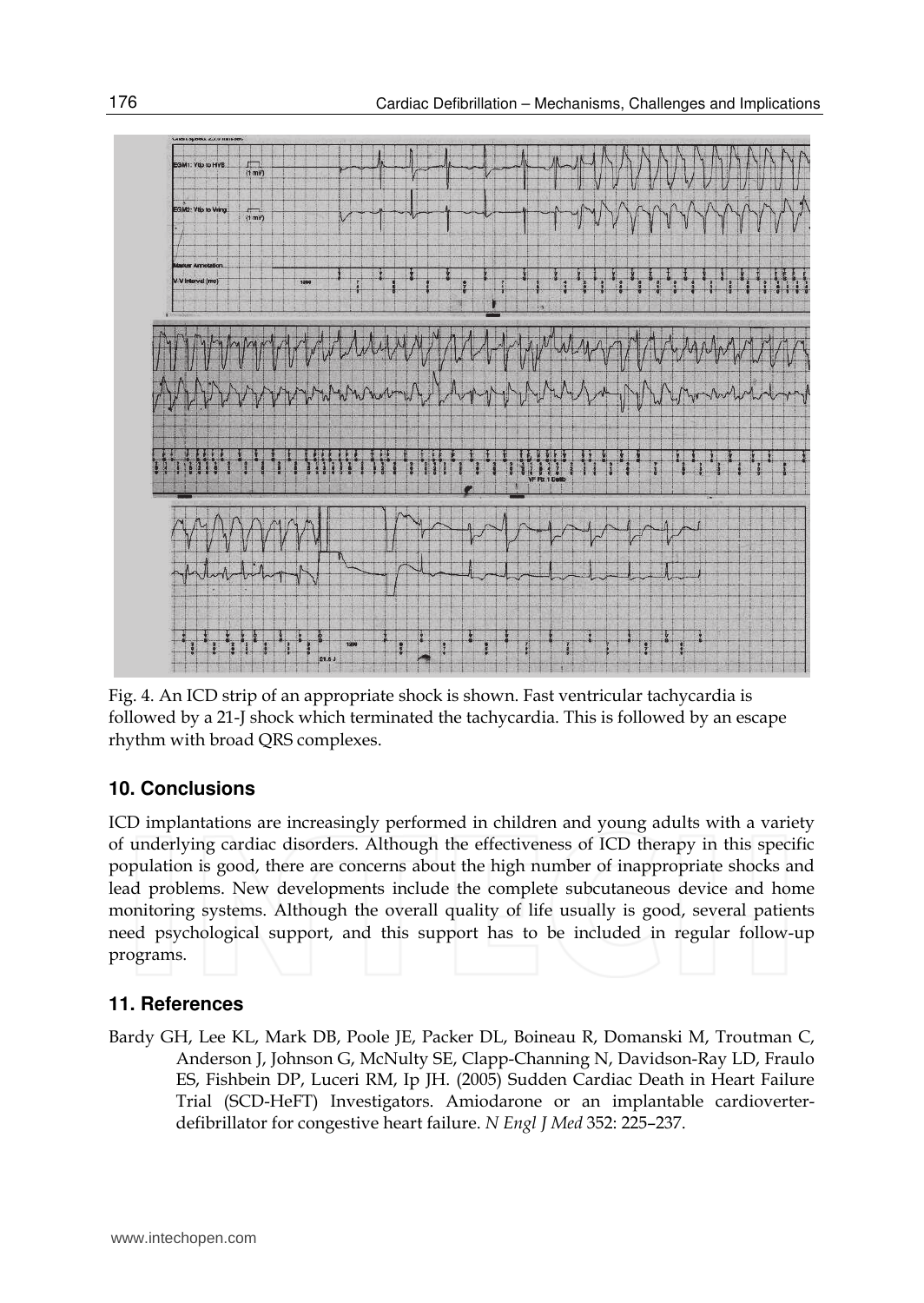Fig. 4. An ICD strip of an appropriate shock is shown. Fast ventricular tachycardia is followed by a 21-J shock which terminated the tachycardia. This is followed by an escape rhythm with broad QRS complexes.

## 10. Conclusions

ICD implantations are increasingly performed in children and young adults with a variety of underlying cardiac disorders. Although the effectiveness of ICD therapy in this specific population is good, there are concerns about the high number of inappropriate shocks and lead problems. New developments include the complete subcutaneous device and home monitoring systems. Although the overall quality of life usually is good, several patients need psychological support, and this support has to be included in regular follow-up programs.

## 11. References

Bardy GH, Lee KL, Mark DB, Poole JE, Packer DL, Boineau R, Domanski M, Troutman C, Anderson J, Johnson G, McNulty SE, Clapp-Channing N, Davidson-Ray LD, Fraulo ES, Fishbein DP, Luceri RM, Ip JH. (2005) Sudden Cardiac Death in Heart Failure Trial (SCD-HeFT) Investigators. Amiodarone or an implantable cardioverter-defibrillator for congestive heart failure. *N Engl J Med* 352: 225–237.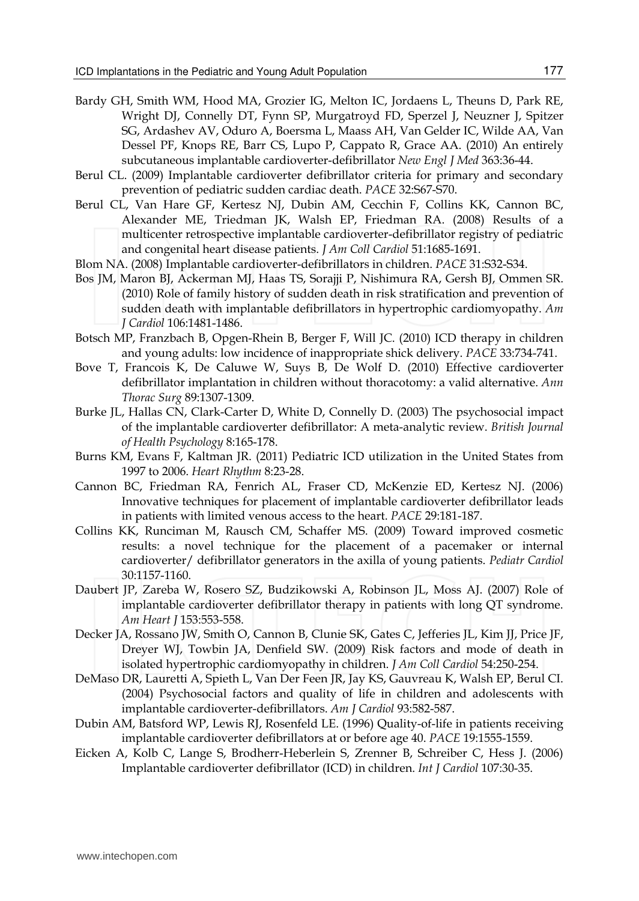Bardy GH, Smith WM, Hood MA, Grozier IG, Melton IC, Jordaens L, Theuns D, Park RE, Wright DJ, Connelly DT, Fynn SP, Murgatroyd FD, Sperzel J, Neuzner J, Spitzer SG, Ardashev AV, Oduro A, Boersma L, Maass AH, Van Gelder IC, Wilde AA, Van Dessel PF, Knops RE, Barr CS, Lupo P, Cappato R, Grace AA. (2010) An entirely subcutaneous implantable cardioverter-defibrillator *New Engl J Med* 363:36-44.

Berul CL. (2009) Implantable cardioverter defibrillator criteria for primary and secondary prevention of pediatric sudden cardiac death. *PACE* 32:S67-S70.

Berul CL, Van Hare GF, Kertesz NJ, Dubin AM, Cecchin F, Collins KK, Cannon BC, Alexander ME, Triedman JK, Walsh EP, Friedman RA. (2008) Results of a multicenter retrospective implantable cardioverter-defibrillator registry of pediatric and congenital heart disease patients. *J Am Coll Cardiol* 51:1685-1691.

Blom NA. (2008) Implantable cardioverter-defibrillators in children. *PACE* 31:S32-S34.

Bos JM, Maron BJ, Ackerman MJ, Haas TS, Sorajji P, Nishimura RA, Gersh BJ, Ommen SR. (2010) Role of family history of sudden death in risk stratification and prevention of sudden death with implantable defibrillators in hypertrophic cardiomyopathy. *Am J Cardiol* 106:1481-1486.

Botsch MP, Franzbach B, Opgen-Rhein B, Berger F, Will JC. (2010) ICD therapy in children and young adults: low incidence of inappropriate shick delivery. *PACE* 33:734-741.

Bove T, Francois K, De Caluwe W, Suys B, De Wolf D. (2010) Effective cardioverter defibrillator implantation in children without thoracotomy: a valid alternative. *Ann Thorac Surg* 89:1307-1309.

Burke JL, Hallas CN, Clark-Carter D, White D, Connelly D. (2003) The psychosocial impact of the implantable cardioverter defibrillator: A meta-analytic review. *British Journal of Health Psychology* 8:165-178.

Burns KM, Evans F, Kaltman JR. (2011) Pediatric ICD utilization in the United States from 1997 to 2006. *Heart Rhythm* 8:23-28.

Cannon BC, Friedman RA, Fenrich AL, Fraser CD, McKenzie ED, Kertesz NJ. (2006) Innovative techniques for placement of implantable cardioverter defibrillator leads in patients with limited venous access to the heart. *PACE* 29:181-187.

Collins KK, Runciman M, Rausch CM, Schaffer MS. (2009) Toward improved cosmetic results: a novel technique for the placement of a pacemaker or internal cardioverter/ defibrillator generators in the axilla of young patients. *Pediatr Cardiol* 30:1157-1160.

Daubert JP, Zareba W, Rosero SZ, Budzikowski A, Robinson JL, Moss AJ. (2007) Role of implantable cardioverter defibrillator therapy in patients with long QT syndrome. *Am Heart J* 153:553-558.

Decker JA, Rossano JW, Smith O, Cannon B, Clunie SK, Gates C, Jefferies JL, Kim JJ, Price JF, Dreyer WJ, Towbin JA, Denfield SW. (2009) Risk factors and mode of death in isolated hypertrophic cardiomyopathy in children. *J Am Coll Cardiol* 54:250-254.

DeMaso DR, Lauretti A, Spieth L, Van Der Feen JR, Jay KS, Gauvreau K, Walsh EP, Berul CI. (2004) Psychosocial factors and quality of life in children and adolescents with implantable cardioverter-defibrillators. *Am J Cardiol* 93:582-587.

Dubin AM, Batsford WP, Lewis RJ, Rosenfeld LE. (1996) Quality-of-life in patients receiving implantable cardioverter defibrillators at or before age 40. *PACE* 19:1555-1559.

Eicken A, Kolb C, Lange S, Brodherr-Heberlein S, Zrenner B, Schreiber C, Hess J. (2006) Implantable cardioverter defibrillator (ICD) in children. *Int J Cardiol* 107:30-35.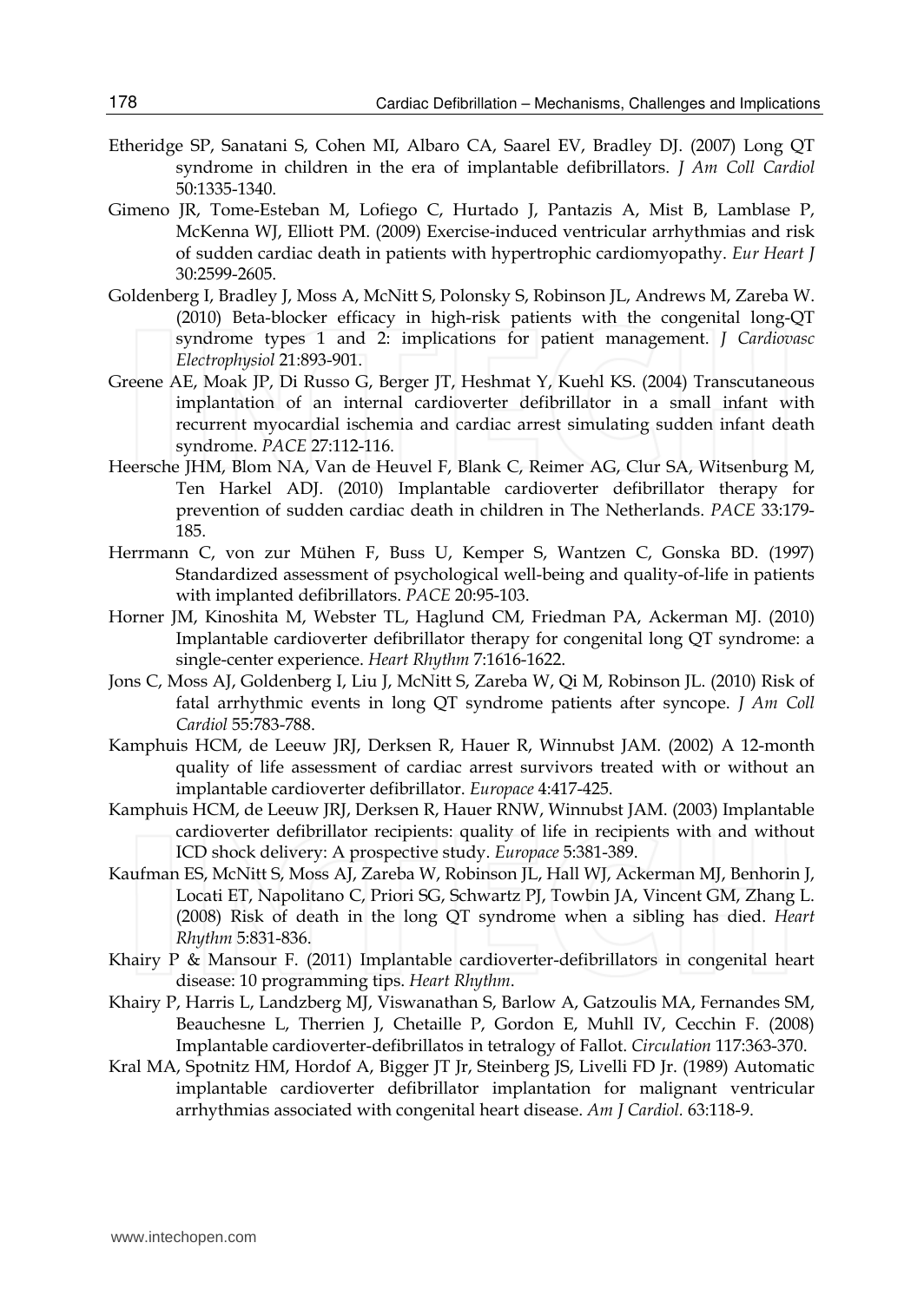Etheridge SP, Sanatani S, Cohen MI, Albaro CA, Saarel EV, Bradley DJ. (2007) Long QT syndrome in children in the era of implantable defibrillators. *J Am Coll Cardiol* 50:1335-1340.

Gimeno JR, Tome-Esteban M, Lofiego C, Hurtado J, Pantazis A, Mist B, Lamblase P, McKenna WJ, Elliott PM. (2009) Exercise-induced ventricular arrhythmias and risk of sudden cardiac death in patients with hypertrophic cardiomyopathy. *Eur Heart J* 30:2599-2605.

Goldenberg I, Bradley J, Moss A, McNitt S, Polonsky S, Robinson JL, Andrews M, Zareba W. (2010) Beta-blocker efficacy in high-risk patients with the congenital long-QT syndrome types 1 and 2: implications for patient management. *J Cardiovasc Electrophysiol* 21:893-901.

Greene AE, Moak JP, Di Russo G, Berger JT, Heshmat Y, Kuehl KS. (2004) Transcutaneous implantation of an internal cardioverter defibrillator in a small infant with recurrent myocardial ischemia and cardiac arrest simulating sudden infant death syndrome. *PACE* 27:112-116.

Heersche JHM, Blom NA, Van de Heuvel F, Blank C, Reimer AG, Clur SA, Witsenburg M, Ten Harkel ADJ. (2010) Implantable cardioverter defibrillator therapy for prevention of sudden cardiac death in children in The Netherlands. *PACE* 33:179-185.

Herrmann C, von zur Mühen F, Buss U, Kemper S, Wantzen C, Gonska BD. (1997) Standardized assessment of psychological well-being and quality-of-life in patients with implanted defibrillators. *PACE* 20:95-103.

Horner JM, Kinoshita M, Webster TL, Haglund CM, Friedman PA, Ackerman MJ. (2010) Implantable cardioverter defibrillator therapy for congenital long QT syndrome: a single-center experience. *Heart Rhythm* 7:1616-1622.

Jons C, Moss AJ, Goldenberg I, Liu J, McNitt S, Zareba W, Qi M, Robinson JL. (2010) Risk of fatal arrhythmic events in long QT syndrome patients after syncope. *J Am Coll Cardiol* 55:783-788.

Kamphuis HCM, de Leeuw JRJ, Derksen R, Hauer R, Winnubst JAM. (2002) A 12-month quality of life assessment of cardiac arrest survivors treated with or without an implantable cardioverter defibrillator. *Europace* 4:417-425.

Kamphuis HCM, de Leeuw JRJ, Derksen R, Hauer RNW, Winnubst JAM. (2003) Implantable cardioverter defibrillator recipients: quality of life in recipients with and without ICD shock delivery: A prospective study. *Europace* 5:381-389.

Kaufman ES, McNitt S, Moss AJ, Zareba W, Robinson JL, Hall WJ, Ackerman MJ, Benhorin J, Locati ET, Napolitano C, Priori SG, Schwartz PJ, Towbin JA, Vincent GM, Zhang L. (2008) Risk of death in the long QT syndrome when a sibling has died. *Heart Rhythm* 5:831-836.

Khairy P & Mansour F. (2011) Implantable cardioverter-defibrillators in congenital heart disease: 10 programming tips. *Heart Rhythm*.

Khairy P, Harris L, Landzberg MJ, Viswanathan S, Barlow A, Gatzoulis MA, Fernandes SM, Beauchesne L, Therrien J, Chetaille P, Gordon E, Muhll IV, Cecchin F. (2008) Implantable cardioverter-defibrillatos in tetralogy of Fallot. *Circulation* 117:363-370.

Kral MA, Spotnitz HM, Hordof A, Bigger JT Jr, Steinberg JS, Livelli FD Jr. (1989) Automatic implantable cardioverter defibrillator implantation for malignant ventricular arrhythmias associated with congenital heart disease. *Am J Cardiol.* 63:118-9.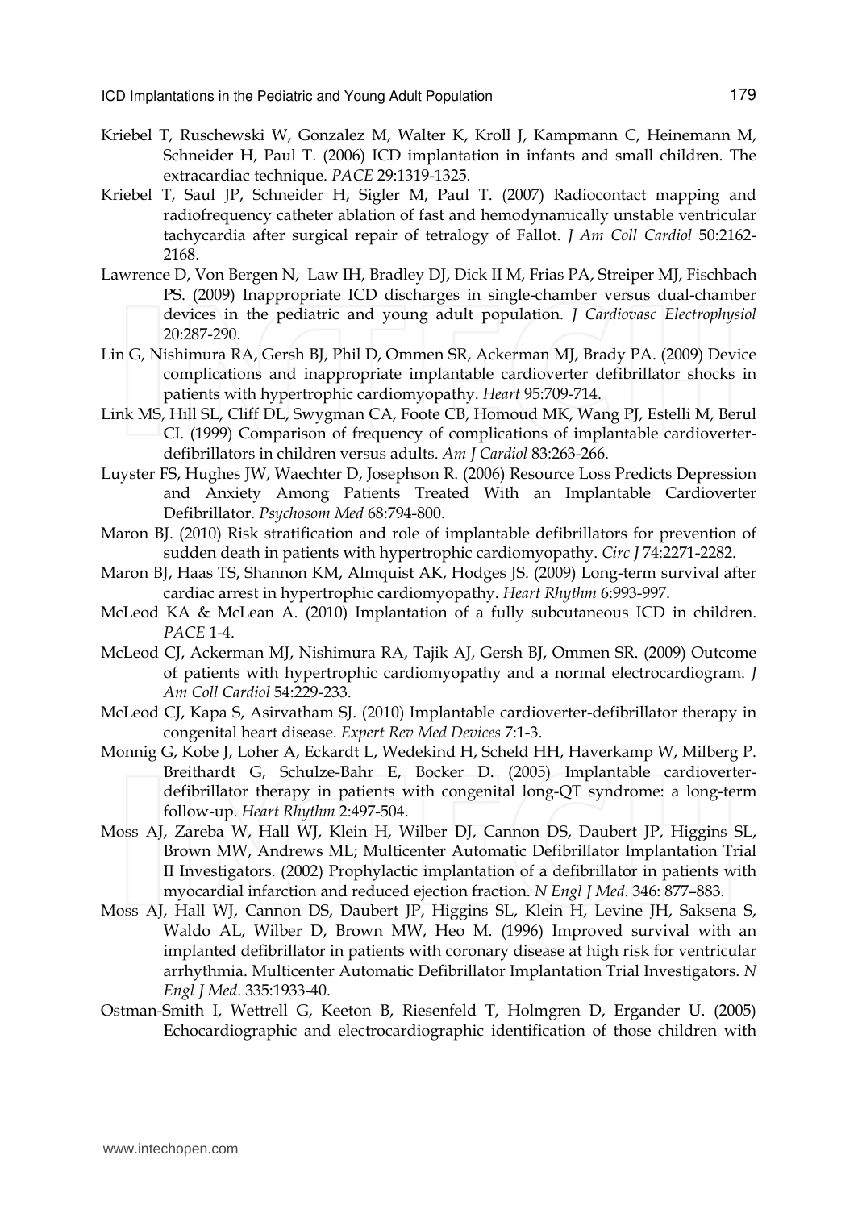Kriebel T, Ruschewski W, Gonzalez M, Walter K, Kroll J, Kampmann C, Heinemann M, Schneider H, Paul T. (2006) ICD implantation in infants and small children. The extracardiac technique. *PACE* 29:1319-1325.

Kriebel T, Saul JP, Schneider H, Sigler M, Paul T. (2007) Radiocontact mapping and radiofrequency catheter ablation of fast and hemodynamically unstable ventricular tachycardia after surgical repair of tetralogy of Fallot. *J Am Coll Cardiol* 50:2162-2168.

Lawrence D, Von Bergen N, Law IH, Bradley DJ, Dick II M, Frias PA, Streiper MJ, Fischbach PS. (2009) Inappropriate ICD discharges in single-chamber versus dual-chamber devices in the pediatric and young adult population. *J Cardiovasc Electrophysiol* 20:287-290.

Lin G, Nishimura RA, Gersh BJ, Phil D, Ommen SR, Ackerman MJ, Brady PA. (2009) Device complications and inappropriate implantable cardioverter defibrillator shocks in patients with hypertrophic cardiomyopathy. *Heart* 95:709-714.

Link MS, Hill SL, Cliff DL, Swygman CA, Foote CB, Homoud MK, Wang PJ, Estelli M, Berul CI. (1999) Comparison of frequency of complications of implantable cardioverter-defibrillators in children versus adults. *Am J Cardiol* 83:263-266.

Luyster FS, Hughes JW, Waechter D, Josephson R. (2006) Resource Loss Predicts Depression and Anxiety Among Patients Treated With an Implantable Cardioverter Defibrillator. *Psychosom Med* 68:794-800.

Maron BJ. (2010) Risk stratification and role of implantable defibrillators for prevention of sudden death in patients with hypertrophic cardiomyopathy. *Circ J* 74:2271-2282.

Maron BJ, Haas TS, Shannon KM, Almquist AK, Hodges JS. (2009) Long-term survival after cardiac arrest in hypertrophic cardiomyopathy. *Heart Rhythm* 6:993-997.

McLeod KA & McLean A. (2010) Implantation of a fully subcutaneous ICD in children. *PACE* 1-4.

McLeod CJ, Ackerman MJ, Nishimura RA, Tajik AJ, Gersh BJ, Ommen SR. (2009) Outcome of patients with hypertrophic cardiomyopathy and a normal electrocardiogram. *J Am Coll Cardiol* 54:229-233.

McLeod CJ, Kapa S, Asirvatham SJ. (2010) Implantable cardioverter-defibrillator therapy in congenital heart disease. *Expert Rev Med Devices* 7:1-3.

Monnig G, Kobe J, Loher A, Eckardt L, Wedekind H, Scheld HH, Haverkamp W, Milberg P. Breithardt G, Schulze-Bahr E, Bocker D. (2005) Implantable cardioverter-defibrillator therapy in patients with congenital long-QT syndrome: a long-term follow-up. *Heart Rhythm* 2:497-504.

Moss AJ, Zareba W, Hall WJ, Klein H, Wilber DJ, Cannon DS, Daubert JP, Higgins SL, Brown MW, Andrews ML; Multicenter Automatic Defibrillator Implantation Trial II Investigators. (2002) Prophylactic implantation of a defibrillator in patients with myocardial infarction and reduced ejection fraction. *N Engl J Med*. 346: 877–883.

Moss AJ, Hall WJ, Cannon DS, Daubert JP, Higgins SL, Klein H, Levine JH, Saksena S, Waldo AL, Wilber D, Brown MW, Heo M. (1996) Improved survival with an implanted defibrillator in patients with coronary disease at high risk for ventricular arrhythmia. Multicenter Automatic Defibrillator Implantation Trial Investigators. *N Engl J Med*. 335:1933-40.

Ostman-Smith I, Wettrell G, Keeton B, Riesenfeld T, Holmgren D, Ergander U. (2005) Echocardiographic and electrocardiographic identification of those children with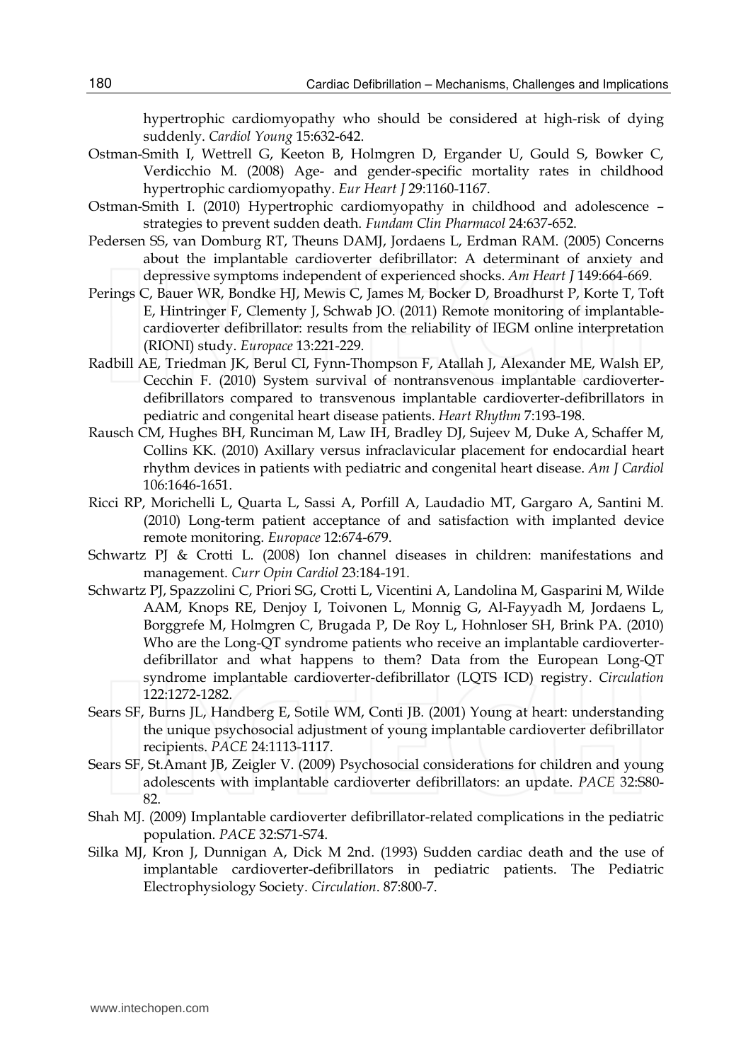hypertrophic cardiomyopathy who should be considered at high-risk of dying suddenly. *Cardiol Young* 15:632-642.

Ostman-Smith I, Wettrell G, Keeton B, Holmgren D, Ergander U, Gould S, Bowker C, Verdicchio M. (2008) Age- and gender-specific mortality rates in childhood hypertrophic cardiomyopathy. *Eur Heart J* 29:1160-1167.

Ostman-Smith I. (2010) Hypertrophic cardiomyopathy in childhood and adolescence – strategies to prevent sudden death. *Fundam Clin Pharmacol* 24:637-652.

Pedersen SS, van Domburg RT, Theuns DAMJ, Jordaens L, Erdman RAM. (2005) Concerns about the implantable cardioverter defibrillator: A determinant of anxiety and depressive symptoms independent of experienced shocks. *Am Heart J* 149:664-669.

Perings C, Bauer WR, Bondke HJ, Mewis C, James M, Bocker D, Broadhurst P, Korte T, Toft E, Hintringer F, Clementy J, Schwab JO. (2011) Remote monitoring of implantable-cardioverter defibrillator: results from the reliability of IEGM online interpretation (RIONI) study. *Europace* 13:221-229.

Radbill AE, Triedman JK, Berul CI, Fynn-Thompson F, Atallah J, Alexander ME, Walsh EP, Cecchin F. (2010) System survival of nontransvenous implantable cardioverter-defibrillators compared to transvenous implantable cardioverter-defibrillators in pediatric and congenital heart disease patients. *Heart Rhythm* 7:193-198.

Rausch CM, Hughes BH, Runciman M, Law IH, Bradley DJ, Sujeev M, Duke A, Schaffer M, Collins KK. (2010) Axillary versus infraclavicular placement for endocardial heart rhythm devices in patients with pediatric and congenital heart disease. *Am J Cardiol* 106:1646-1651.

Ricci RP, Morichelli L, Quarta L, Sassi A, Porfill A, Laudadio MT, Gargaro A, Santini M. (2010) Long-term patient acceptance of and satisfaction with implanted device remote monitoring. *Europace* 12:674-679.

Schwartz PJ & Crotti L. (2008) Ion channel diseases in children: manifestations and management. *Curr Opin Cardiol* 23:184-191.

Schwartz PJ, Spazzolini C, Priori SG, Crotti L, Vicentini A, Landolina M, Gasparini M, Wilde AAM, Knops RE, Denjoy I, Toivonen L, Monnig G, Al-Fayyadh M, Jordaens L, Borggrefe M, Holmgren C, Brugada P, De Roy L, Hohnloser SH, Brink PA. (2010) Who are the Long-QT syndrome patients who receive an implantable cardioverter-defibrillator and what happens to them? Data from the European Long-QT syndrome implantable cardioverter-defibrillator (LQTS ICD) registry. *Circulation* 122:1272-1282.

Sears SF, Burns JL, Handberg E, Sotile WM, Conti JB. (2001) Young at heart: understanding the unique psychosocial adjustment of young implantable cardioverter defibrillator recipients. *PACE* 24:1113-1117.

Sears SF, St.Amant JB, Zeigler V. (2009) Psychosocial considerations for children and young adolescents with implantable cardioverter defibrillators: an update. *PACE* 32:S80-82.

Shah MJ. (2009) Implantable cardioverter defibrillator-related complications in the pediatric population. *PACE* 32:S71-S74.

Silka MJ, Kron J, Dunnigan A, Dick M 2nd. (1993) Sudden cardiac death and the use of implantable cardioverter-defibrillators in pediatric patients. The Pediatric Electrophysiology Society. *Circulation*. 87:800-7.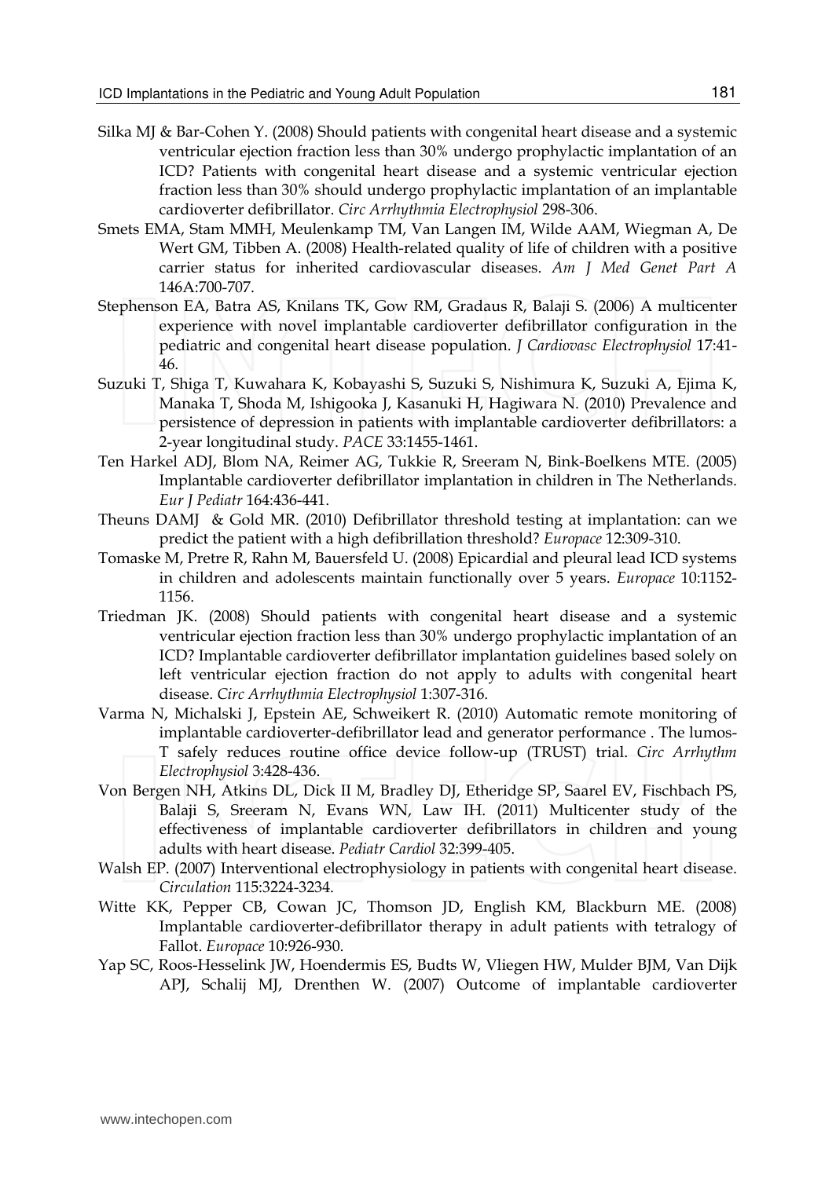Silka MJ & Bar-Cohen Y. (2008) Should patients with congenital heart disease and a systemic ventricular ejection fraction less than 30% undergo prophylactic implantation of an ICD? Patients with congenital heart disease and a systemic ventricular ejection fraction less than 30% should undergo prophylactic implantation of an implantable cardioverter defibrillator. *Circ Arrhythmia Electrophysiol* 298-306.

Smets EMA, Stam MMH, Meulenkamp TM, Van Langen IM, Wilde AAM, Wiegman A, De Wert GM, Tibben A. (2008) Health-related quality of life of children with a positive carrier status for inherited cardiovascular diseases. *Am J Med Genet Part A* 146A:700-707.

Stephenson EA, Batra AS, Knilans TK, Gow RM, Gradaus R, Balaji S. (2006) A multicenter experience with novel implantable cardioverter defibrillator configuration in the pediatric and congenital heart disease population. *J Cardiovasc Electrophysiol* 17:41-46.

Suzuki T, Shiga T, Kuwahara K, Kobayashi S, Suzuki S, Nishimura K, Suzuki A, Ejima K, Manaka T, Shoda M, Ishigooka J, Kasanuki H, Hagiwara N. (2010) Prevalence and persistence of depression in patients with implantable cardioverter defibrillators: a 2-year longitudinal study. *PACE* 33:1455-1461.

Ten Harkel ADJ, Blom NA, Reimer AG, Tukkie R, Sreeram N, Bink-Boelkens MTE. (2005) Implantable cardioverter defibrillator implantation in children in The Netherlands. *Eur J Pediatr* 164:436-441.

Theuns DAMJ & Gold MR. (2010) Defibrillator threshold testing at implantation: can we predict the patient with a high defibrillation threshold? *Europace* 12:309-310.

Tomaske M, Pretre R, Rahn M, Bauersfeld U. (2008) Epicardial and pleural lead ICD systems in children and adolescents maintain functionally over 5 years. *Europace* 10:1152-1156.

Triedman JK. (2008) Should patients with congenital heart disease and a systemic ventricular ejection fraction less than 30% undergo prophylactic implantation of an ICD? Implantable cardioverter defibrillator implantation guidelines based solely on left ventricular ejection fraction do not apply to adults with congenital heart disease. *Circ Arrhythmia Electrophysiol* 1:307-316.

Varma N, Michalski J, Epstein AE, Schweikert R. (2010) Automatic remote monitoring of implantable cardioverter-defibrillator lead and generator performance . The lumos-T safely reduces routine office device follow-up (TRUST) trial. *Circ Arrhythm Electrophysiol* 3:428-436.

Von Bergen NH, Atkins DL, Dick II M, Bradley DJ, Etheridge SP, Saarel EV, Fischbach PS, Balaji S, Sreeram N, Evans WN, Law IH. (2011) Multicenter study of the effectiveness of implantable cardioverter defibrillators in children and young adults with heart disease. *Pediatr Cardiol* 32:399-405.

Walsh EP. (2007) Interventional electrophysiology in patients with congenital heart disease. *Circulation* 115:3224-3234.

Witte KK, Pepper CB, Cowan JC, Thomson JD, English KM, Blackburn ME. (2008) Implantable cardioverter-defibrillator therapy in adult patients with tetralogy of Fallot. *Europace* 10:926-930.

Yap SC, Roos-Hesselink JW, Hoendermis ES, Budts W, Vliegen HW, Mulder BJM, Van Dijk APJ, Schalij MJ, Drenthen W. (2007) Outcome of implantable cardioverter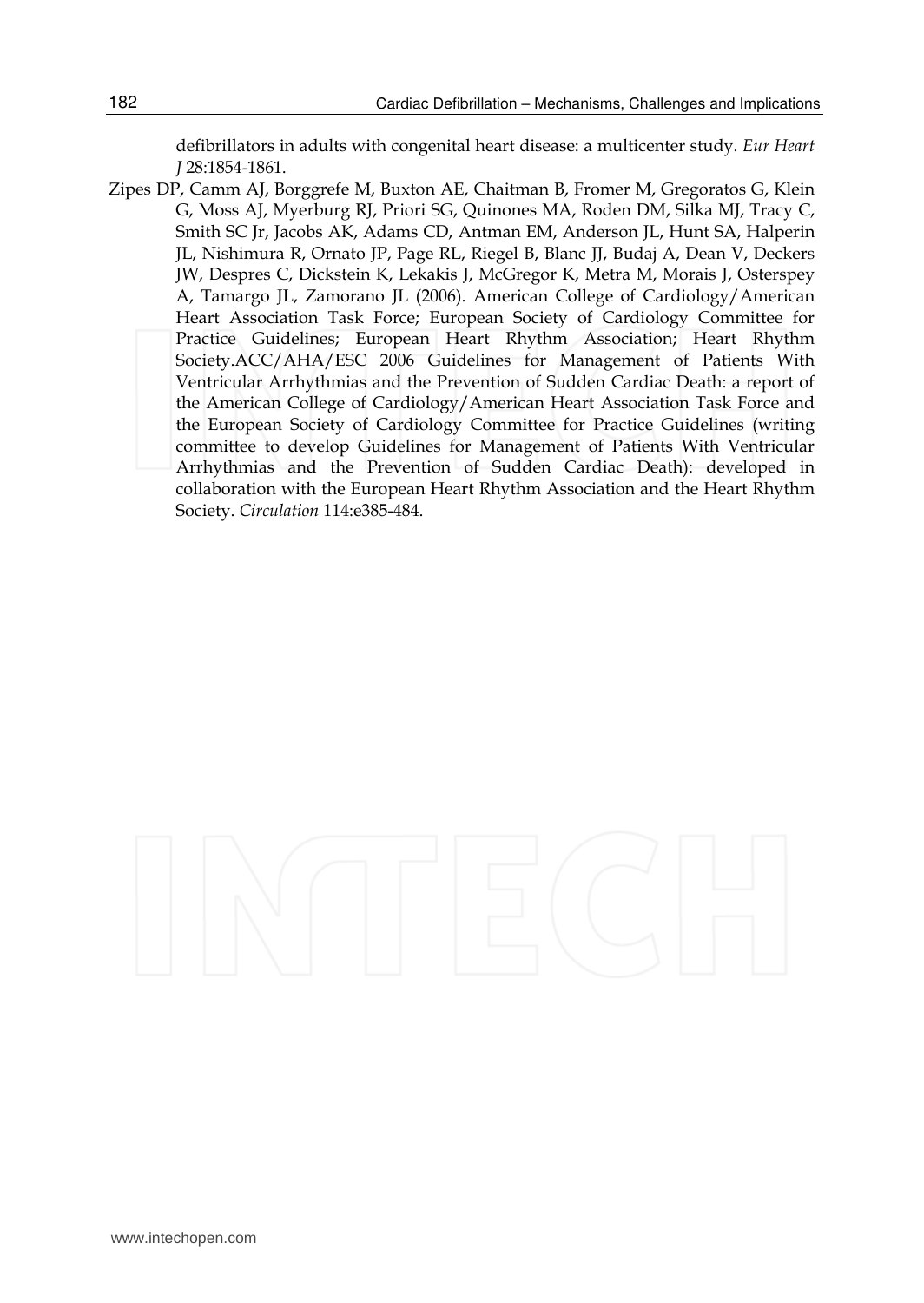defibrillators in adults with congenital heart disease: a multicenter study. *Eur Heart J* 28:1854-1861.

Zipes DP, Camm AJ, Borggrefe M, Buxton AE, Chaitman B, Fromer M, Gregoratos G, Klein G, Moss AJ, Myerburg RJ, Priori SG, Quinones MA, Roden DM, Silka MJ, Tracy C, Smith SC Jr, Jacobs AK, Adams CD, Antman EM, Anderson JL, Hunt SA, Halperin JL, Nishimura R, Ornato JP, Page RL, Riegel B, Blanc JJ, Budaj A, Dean V, Deckers JW, Despres C, Dickstein K, Lekakis J, McGregor K, Metra M, Morais J, Osterspey A, Tamargo JL, Zamorano JL (2006). American College of Cardiology/American Heart Association Task Force; European Society of Cardiology Committee for Practice Guidelines; European Heart Rhythm Association; Heart Rhythm Society.ACC/AHA/ESC 2006 Guidelines for Management of Patients With Ventricular Arrhythmias and the Prevention of Sudden Cardiac Death: a report of the American College of Cardiology/American Heart Association Task Force and the European Society of Cardiology Committee for Practice Guidelines (writing committee to develop Guidelines for Management of Patients With Ventricular Arrhythmias and the Prevention of Sudden Cardiac Death): developed in collaboration with the European Heart Rhythm Association and the Heart Rhythm Society. *Circulation* 114:e385-484.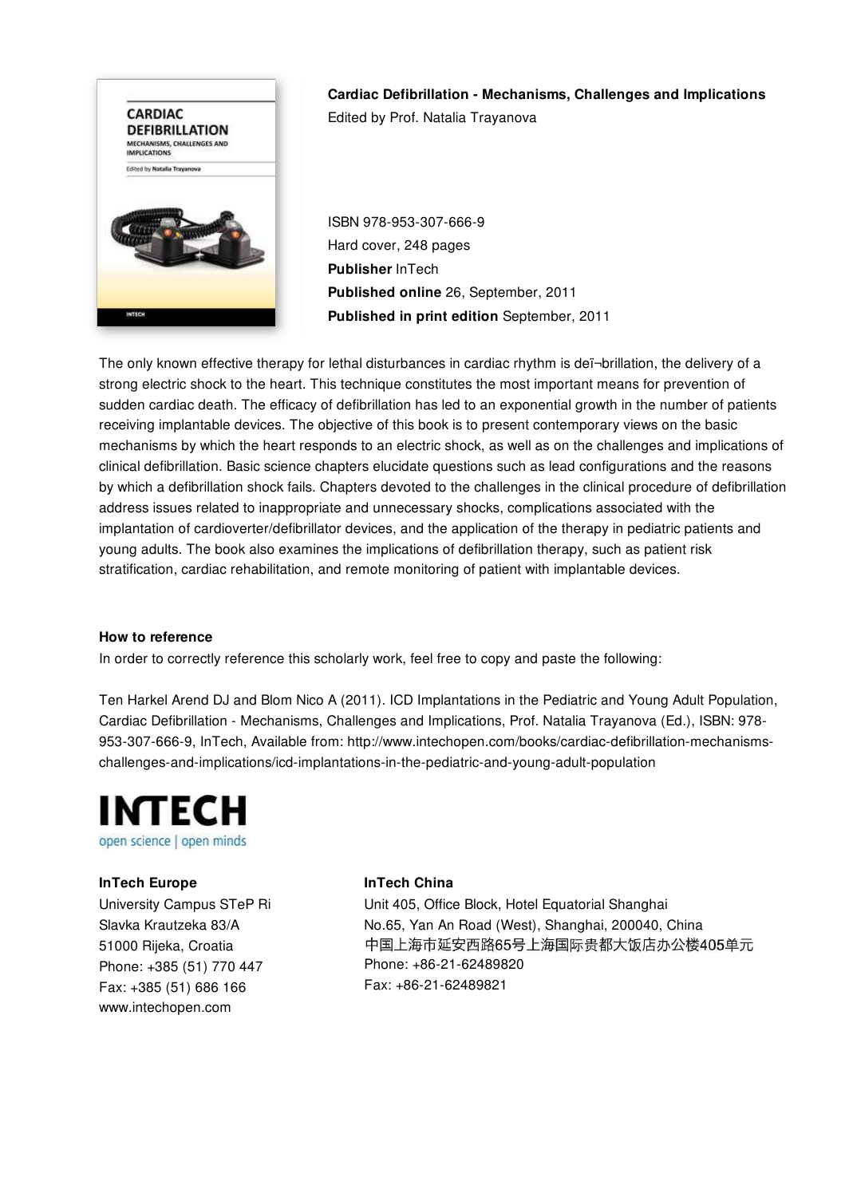**Cardiac Defibrillation - Mechanisms, Challenges and Implications**
Edited by Prof. Natalia Trayanova

ISBN 978-953-307-666-9
Hard cover, 248 pages
**Publisher** InTech
**Published online** 26, September, 2011
**Published in print edition** September, 2011

The only known effective therapy for lethal disturbances in cardiac rhythm is deï¬brillation, the delivery of a strong electric shock to the heart. This technique constitutes the most important means for prevention of sudden cardiac death. The efficacy of defibrillation has led to an exponential growth in the number of patients receiving implantable devices. The objective of this book is to present contemporary views on the basic mechanisms by which the heart responds to an electric shock, as well as on the challenges and implications of clinical defibrillation. Basic science chapters elucidate questions such as lead configurations and the reasons by which a defibrillation shock fails. Chapters devoted to the challenges in the clinical procedure of defibrillation address issues related to inappropriate and unnecessary shocks, complications associated with the implantation of cardioverter/defibrillator devices, and the application of the therapy in pediatric patients and young adults. The book also examines the implications of defibrillation therapy, such as patient risk stratification, cardiac rehabilitation, and remote monitoring of patient with implantable devices.

**How to reference**

In order to correctly reference this scholarly work, feel free to copy and paste the following:

Ten Harkel Arend DJ and Blom Nico A (2011). ICD Implantations in the Pediatric and Young Adult Population, Cardiac Defibrillation - Mechanisms, Challenges and Implications, Prof. Natalia Trayanova (Ed.), ISBN: 978-953-307-666-9, InTech, Available from: http://www.intechopen.com/books/cardiac-defibrillation-mechanisms-challenges-and-implications/icd-implantations-in-the-pediatric-and-young-adult-population

**INTECH**
open science | open minds

**InTech Europe**
University Campus STeP Ri
Slavka Krautzeka 83/A
51000 Rijeka, Croatia
Phone: +385 (51) 770 447
Fax: +385 (51) 686 166
www.intechopen.com

**InTech China**
Unit 405, Office Block, Hotel Equatorial Shanghai
No.65, Yan An Road (West), Shanghai, 200040, China
中国上海市延安西路65号上海国际贵都大饭店办公楼405单元
Phone: +86-21-62489820
Fax: +86-21-62489821